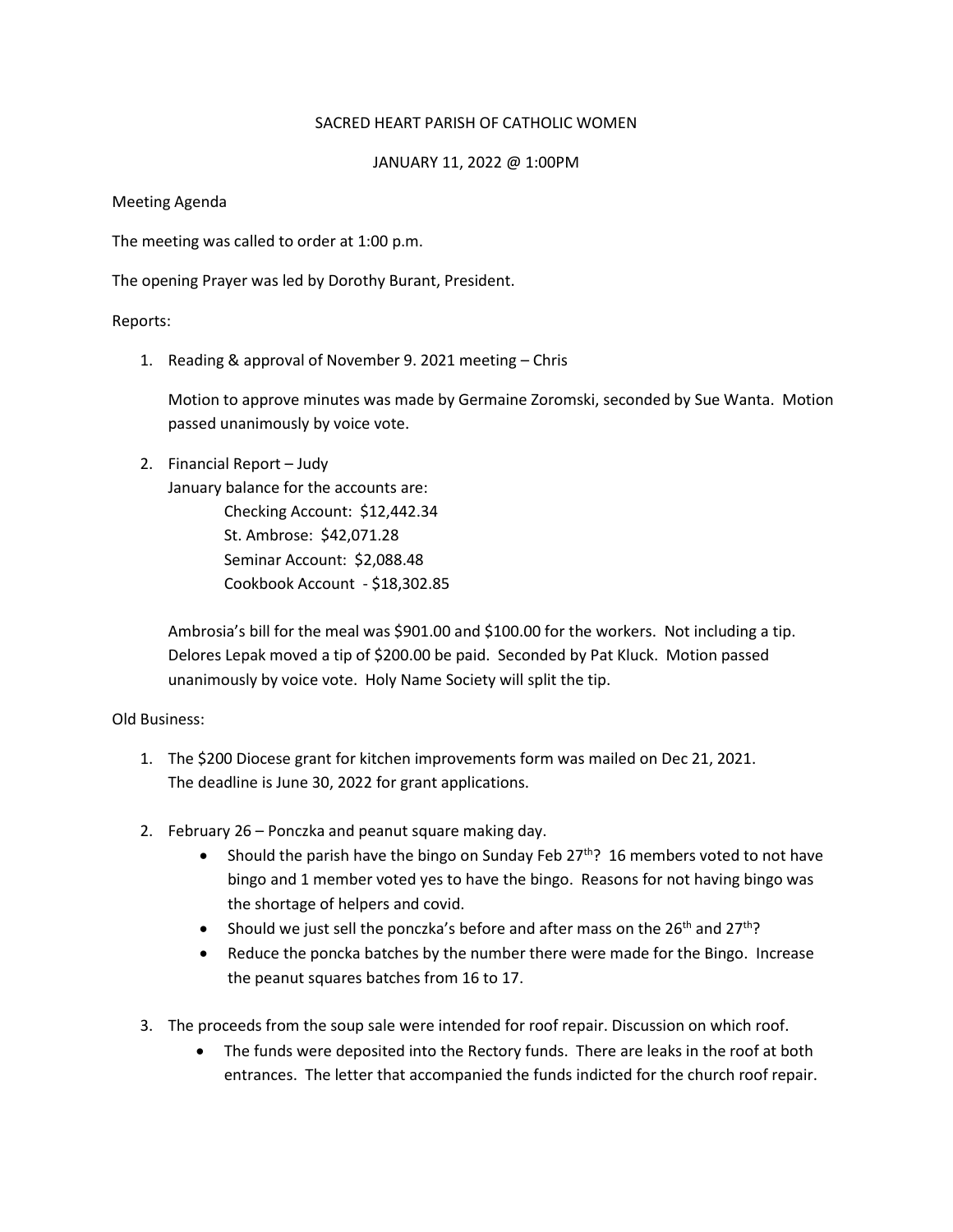SACRED HEART PARISH OF CATHOLIC WOMEN

JANUARY 11, 2022 @ 1:00PM

Meeting Agenda

The meeting was called to order at 1:00 p.m.

The opening Prayer was led by Dorothy Burant, President.

Reports:

1. Reading & approval of November 9. 2021 meeting – Chris

   Motion to approve minutes was made by Germaine Zoromski, seconded by Sue Wanta. Motion passed unanimously by voice vote.

2. Financial Report – Judy
   January balance for the accounts are:
   - Checking Account: $12,442.34
   - St. Ambrose: $42,071.28
   - Seminar Account: $2,088.48
   - Cookbook Account - $18,302.85

   Ambrosia's bill for the meal was $901.00 and $100.00 for the workers. Not including a tip. Delores Lepak moved a tip of $200.00 be paid. Seconded by Pat Kluck. Motion passed unanimously by voice vote. Holy Name Society will split the tip.

Old Business:

1. The $200 Diocese grant for kitchen improvements form was mailed on Dec 21, 2021. The deadline is June 30, 2022 for grant applications.

2. February 26 – Ponczka and peanut square making day.
   - Should the parish have the bingo on Sunday Feb 27th? 16 members voted to not have bingo and 1 member voted yes to have the bingo. Reasons for not having bingo was the shortage of helpers and covid.
   - Should we just sell the ponczka's before and after mass on the 26th and 27th?
   - Reduce the poncka batches by the number there were made for the Bingo. Increase the peanut squares batches from 16 to 17.

3. The proceeds from the soup sale were intended for roof repair. Discussion on which roof.
   - The funds were deposited into the Rectory funds. There are leaks in the roof at both entrances. The letter that accompanied the funds indicted for the church roof repair.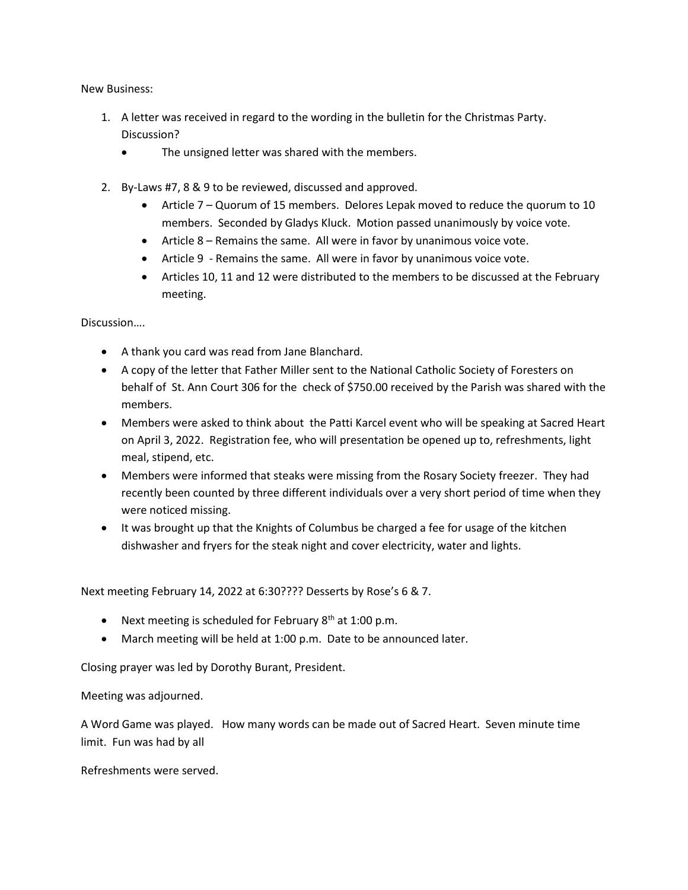New Business:

1. A letter was received in regard to the wording in the bulletin for the Christmas Party. Discussion?
   - The unsigned letter was shared with the members.

2. By-Laws #7, 8 & 9 to be reviewed, discussed and approved.
   - Article 7 – Quorum of 15 members. Delores Lepak moved to reduce the quorum to 10 members. Seconded by Gladys Kluck. Motion passed unanimously by voice vote.
   - Article 8 – Remains the same. All were in favor by unanimous voice vote.
   - Article 9 - Remains the same. All were in favor by unanimous voice vote.
   - Articles 10, 11 and 12 were distributed to the members to be discussed at the February meeting.

Discussion….

- A thank you card was read from Jane Blanchard.
- A copy of the letter that Father Miller sent to the National Catholic Society of Foresters on behalf of St. Ann Court 306 for the check of $750.00 received by the Parish was shared with the members.
- Members were asked to think about the Patti Karcel event who will be speaking at Sacred Heart on April 3, 2022. Registration fee, who will presentation be opened up to, refreshments, light meal, stipend, etc.
- Members were informed that steaks were missing from the Rosary Society freezer. They had recently been counted by three different individuals over a very short period of time when they were noticed missing.
- It was brought up that the Knights of Columbus be charged a fee for usage of the kitchen dishwasher and fryers for the steak night and cover electricity, water and lights.

Next meeting February 14, 2022 at 6:30???? Desserts by Rose's 6 & 7.

- Next meeting is scheduled for February 8th at 1:00 p.m.
- March meeting will be held at 1:00 p.m. Date to be announced later.

Closing prayer was led by Dorothy Burant, President.

Meeting was adjourned.

A Word Game was played. How many words can be made out of Sacred Heart. Seven minute time limit. Fun was had by all

Refreshments were served.